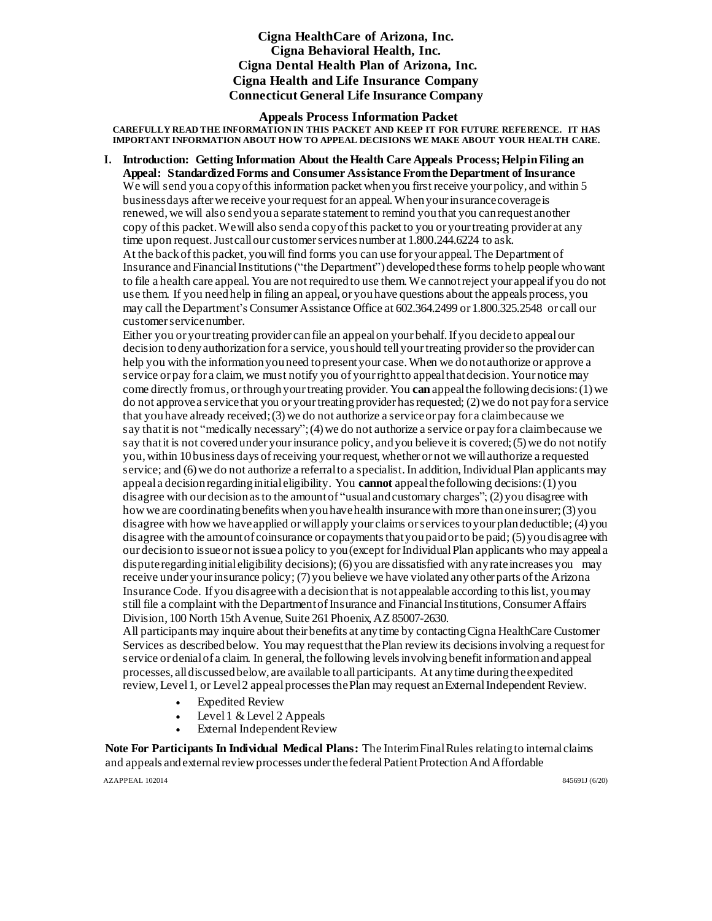# Cigna HealthCare of Arizona, Inc.
# Cigna Behavioral Health, Inc.
# Cigna Dental Health Plan of Arizona, Inc.
# Cigna Health and Life Insurance Company
# Connecticut General Life Insurance Company

## Appeals Process Information Packet

**CAREFULLY READ THE INFORMATION IN THIS PACKET AND KEEP IT FOR FUTURE REFERENCE. IT HAS IMPORTANT INFORMATION ABOUT HOW TO APPEAL DECISIONS WE MAKE ABOUT YOUR HEALTH CARE.**

### I. Introduction: Getting Information About the Health Care Appeals Process; Help in Filing an Appeal: Standardized Forms and Consumer Assistance From the Department of Insurance

We will send you a copy of this information packet when you first receive your policy, and within 5 business days after we receive your request for an appeal. When your insurance coverage is renewed, we will also send you a separate statement to remind you that you can request another copy of this packet. We will also send a copy of this packet to you or your treating provider at any time upon request. Just call our customer services number at 1.800.244.6224 to ask.

At the back of this packet, you will find forms you can use for your appeal. The Department of Insurance and Financial Institutions ("the Department") developed these forms to help people who want to file a health care appeal. You are not required to use them. We cannot reject your appeal if you do not use them. If you need help in filing an appeal, or you have questions about the appeals process, you may call the Department's Consumer Assistance Office at 602.364.2499 or 1.800.325.2548 or call our customer service number.

Either you or your treating provider can file an appeal on your behalf. If you decide to appeal our decision to deny authorization for a service, you should tell your treating provider so the provider can help you with the information you need to present your case. When we do not authorize or approve a service or pay for a claim, we must notify you of your right to appeal that decision. Your notice may come directly from us, or through your treating provider. You **can** appeal the following decisions: (1) we do not approve a service that you or your treating provider has requested; (2) we do not pay for a service that you have already received; (3) we do not authorize a service or pay for a claim because we say that it is not "medically necessary"; (4) we do not authorize a service or pay for a claim because we say that it is not covered under your insurance policy, and you believe it is covered; (5) we do not notify you, within 10 business days of receiving your request, whether or not we will authorize a requested service; and (6) we do not authorize a referral to a specialist. In addition, Individual Plan applicants may appeal a decision regarding initial eligibility. You **cannot** appeal the following decisions: (1) you disagree with our decision as to the amount of "usual and customary charges"; (2) you disagree with how we are coordinating benefits when you have health insurance with more than one insurer; (3) you disagree with how we have applied or will apply your claims or services to your plan deductible; (4) you disagree with the amount of coinsurance or copayments that you paid or to be paid; (5) you disagree with our decision to issue or not issue a policy to you (except for Individual Plan applicants who may appeal a dispute regarding initial eligibility decisions); (6) you are dissatisfied with any rate increases you may receive under your insurance policy; (7) you believe we have violated any other parts of the Arizona Insurance Code. If you disagree with a decision that is not appealable according to this list, you may still file a complaint with the Department of Insurance and Financial Institutions, Consumer Affairs Division, 100 North 15th Avenue, Suite 261 Phoenix, AZ 85007-2630.

All participants may inquire about their benefits at any time by contacting Cigna HealthCare Customer Services as described below. You may request that the Plan review its decisions involving a request for service or denial of a claim. In general, the following levels involving benefit information and appeal processes, all discussed below, are available to all participants. At any time during the expedited review, Level 1, or Level 2 appeal processes the Plan may request an External Independent Review.

- Expedited Review
- Level 1 & Level 2 Appeals
- External Independent Review

**Note For Participants In Individual Medical Plans:** The Interim Final Rules relating to internal claims and appeals and external review processes under the federal Patient Protection And Affordable

AZAPPEAL 102014 845691J (6/20)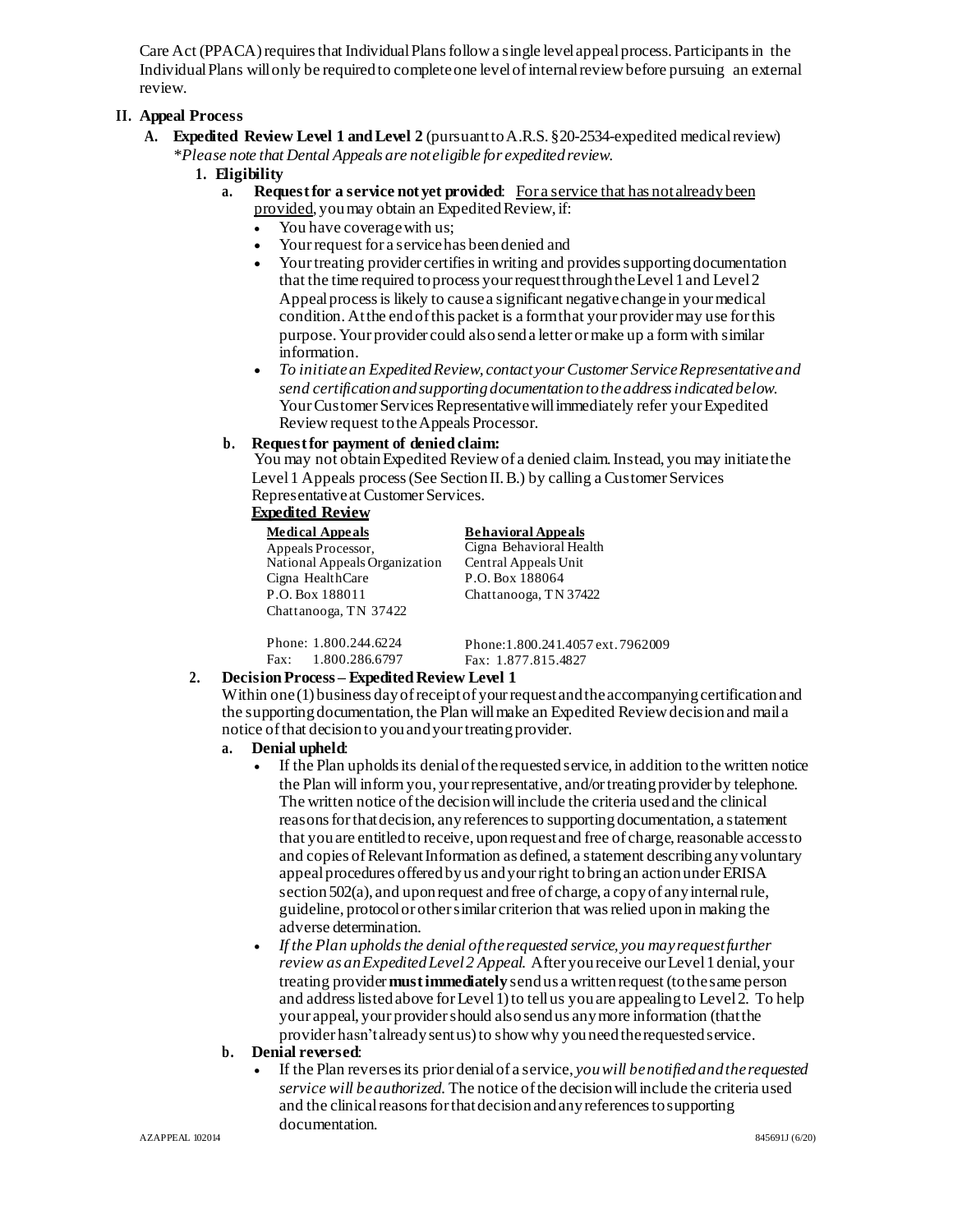Care Act (PPACA) requires that Individual Plans follow a single level appeal process. Participants in the Individual Plans will only be required to complete one level of internal review before pursuing an external review.

## II. Appeal Process

### A. Expedited Review Level 1 and Level 2 (pursuant to A.R.S. §20-2534-expedited medical review)

*\*Please note that Dental Appeals are not eligible for expedited review.*

#### 1. Eligibility

**a. Request for a service not yet provided**: For a service that has not already been provided, you may obtain an Expedited Review, if:

- You have coverage with us;
- Your request for a service has been denied and
- Your treating provider certifies in writing and provides supporting documentation that the time required to process your request through the Level 1 and Level 2 Appeal process is likely to cause a significant negative change in your medical condition. At the end of this packet is a form that your provider may use for this purpose. Your provider could also send a letter or make up a form with similar information.
- *To initiate an Expedited Review, contact your Customer Service Representative and send certification and supporting documentation to the address indicated below.* Your Customer Services Representative will immediately refer your Expedited Review request to the Appeals Processor.

**b. Request for payment of denied claim:**

You may not obtain Expedited Review of a denied claim. Instead, you may initiate the Level 1 Appeals process (See Section II. B.) by calling a Customer Services Representative at Customer Services.

**Expedited Review**

| **Medical Appeals** | **Behavioral Appeals** |
|---|---|
| Appeals Processor,<br>National Appeals Organization<br>Cigna HealthCare<br>P.O. Box 188011<br>Chattanooga, TN 37422 | Cigna Behavioral Health<br>Central Appeals Unit<br>P.O. Box 188064<br>Chattanooga, TN 37422 |
| Phone: 1.800.244.6224<br>Fax: 1.800.286.6797 | Phone: 1.800.241.4057 ext. 7962009<br>Fax: 1.877.815.4827 |

#### 2. Decision Process – Expedited Review Level 1

Within one (1) business day of receipt of your request and the accompanying certification and the supporting documentation, the Plan will make an Expedited Review decision and mail a notice of that decision to you and your treating provider.

**a. Denial upheld**:

- If the Plan upholds its denial of the requested service, in addition to the written notice the Plan will inform you, your representative, and/or treating provider by telephone. The written notice of the decision will include the criteria used and the clinical reasons for that decision, any references to supporting documentation, a statement that you are entitled to receive, upon request and free of charge, reasonable access to and copies of Relevant Information as defined, a statement describing any voluntary appeal procedures offered by us and your right to bring an action under ERISA section 502(a), and upon request and free of charge, a copy of any internal rule, guideline, protocol or other similar criterion that was relied upon in making the adverse determination.
- *If the Plan upholds the denial of the requested service, you may request further review as an Expedited Level 2 Appeal.* After you receive our Level 1 denial, your treating provider **must immediately** send us a written request (to the same person and address listed above for Level 1) to tell us you are appealing to Level 2. To help your appeal, your provider should also send us any more information (that the provider hasn't already sent us) to show why you need the requested service.

**b. Denial reversed**:

- If the Plan reverses its prior denial of a service, *you will be notified and the requested service will be authorized.* The notice of the decision will include the criteria used and the clinical reasons for that decision and any references to supporting documentation.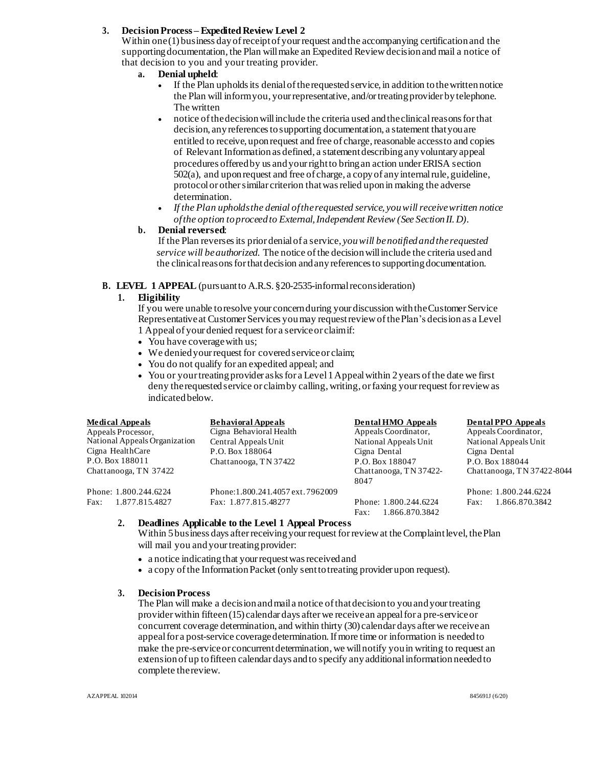3. **Decision Process – Expedited Review Level 2**
   Within one (1) business day of receipt of your request and the accompanying certification and the supporting documentation, the Plan will make an Expedited Review decision and mail a notice of that decision to you and your treating provider.

   a. **Denial upheld**:
      - If the Plan upholds its denial of the requested service, in addition to the written notice the Plan will inform you, your representative, and/or treating provider by telephone. The written
      - notice of the decision will include the criteria used and the clinical reasons for that decision, any references to supporting documentation, a statement that you are entitled to receive, upon request and free of charge, reasonable access to and copies of Relevant Information as defined, a statement describing any voluntary appeal procedures offered by us and your right to bring an action under ERISA section 502(a), and upon request and free of charge, a copy of any internal rule, guideline, protocol or other similar criterion that was relied upon in making the adverse determination.
      - *If the Plan upholds the denial of the requested service, you will receive written notice of the option to proceed to External, Independent Review (See Section II. D).*

   b. **Denial reversed**:
      If the Plan reverses its prior denial of a service, *you will be notified and the requested service will be authorized.* The notice of the decision will include the criteria used and the clinical reasons for that decision and any references to supporting documentation.

**B. LEVEL 1 APPEAL** (pursuant to A.R.S. §20-2535-informal reconsideration)

1. **Eligibility**
   If you were unable to resolve your concern during your discussion with the Customer Service Representative at Customer Services you may request review of the Plan's decision as a Level 1 Appeal of your denied request for a service or claim if:
   - You have coverage with us;
   - We denied your request for covered service or claim;
   - You do not qualify for an expedited appeal; and
   - You or your treating provider asks for a Level 1 Appeal within 2 years of the date we first deny the requested service or claim by calling, writing, or faxing your request for review as indicated below.

| **Medical Appeals** | **Behavioral Appeals** | **Dental HMO Appeals** | **Dental PPO Appeals** |
|---|---|---|---|
| Appeals Processor,<br>National Appeals Organization<br>Cigna HealthCare<br>P.O. Box 188011<br>Chattanooga, TN 37422 | Cigna Behavioral Health<br>Central Appeals Unit<br>P.O. Box 188064<br>Chattanooga, TN 37422 | Appeals Coordinator,<br>National Appeals Unit<br>Cigna Dental<br>P.O. Box 188047<br>Chattanooga, TN 37422-8047 | Appeals Coordinator,<br>National Appeals Unit<br>Cigna Dental<br>P.O. Box 188044<br>Chattanooga, TN 37422-8044 |
| Phone: 1.800.244.6224<br>Fax: 1.877.815.4827 | Phone:1.800.241.4057 ext. 7962009<br>Fax: 1.877.815.48277 | Phone: 1.800.244.6224<br>Fax: 1.866.870.3842 | Phone: 1.800.244.6224<br>Fax: 1.866.870.3842 |

2. **Deadlines Applicable to the Level 1 Appeal Process**
   Within 5 business days after receiving your request for review at the Complaint level, the Plan will mail you and your treating provider:
   - a notice indicating that your request was received and
   - a copy of the Information Packet (only sent to treating provider upon request).

3. **Decision Process**
   The Plan will make a decision and mail a notice of that decision to you and your treating provider within fifteen (15) calendar days after we receive an appeal for a pre-service or concurrent coverage determination, and within thirty (30) calendar days after we receive an appeal for a post-service coverage determination. If more time or information is needed to make the pre-service or concurrent determination, we will notify you in writing to request an extension of up to fifteen calendar days and to specify any additional information needed to complete the review.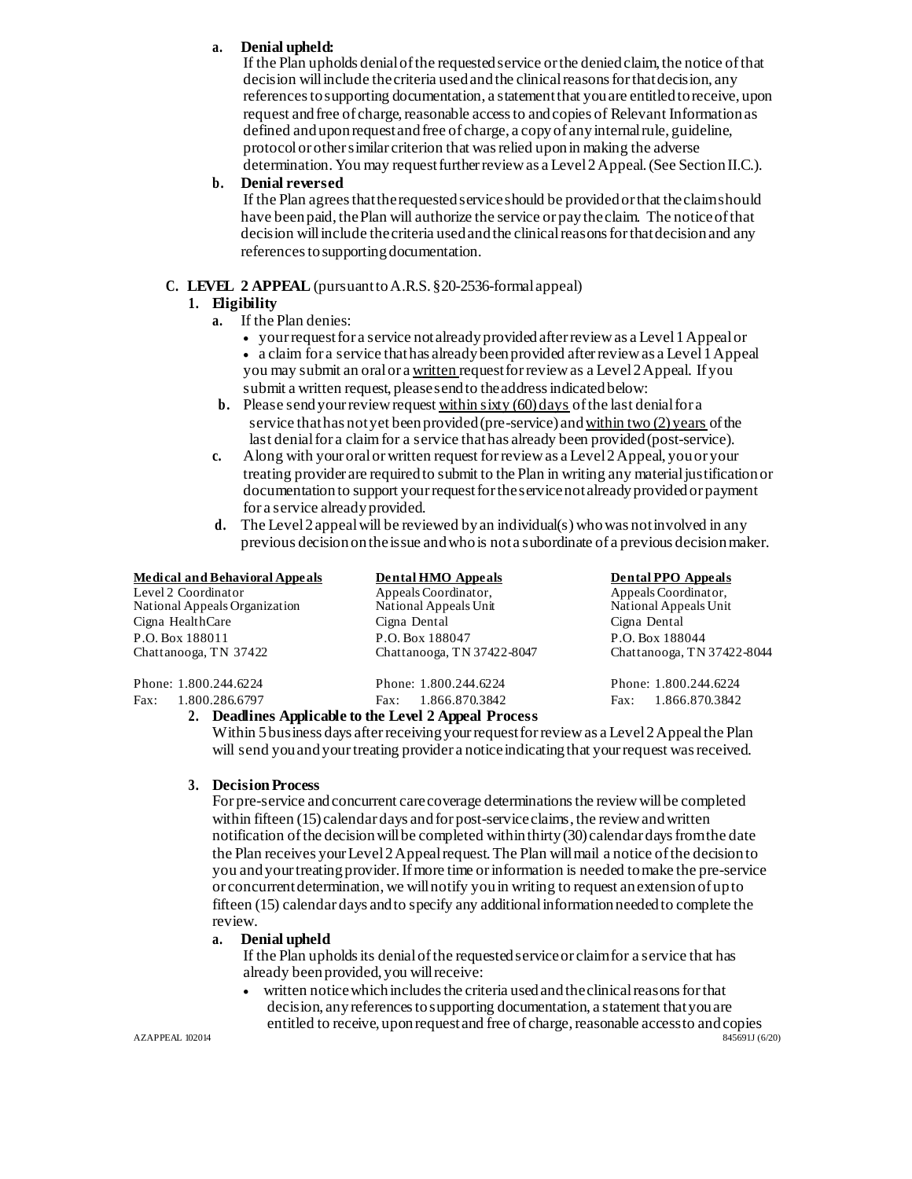a. **Denial upheld:**
   If the Plan upholds denial of the requested service or the denied claim, the notice of that decision will include the criteria used and the clinical reasons for that decision, any references to supporting documentation, a statement that you are entitled to receive, upon request and free of charge, reasonable access to and copies of Relevant Information as defined and upon request and free of charge, a copy of any internal rule, guideline, protocol or other similar criterion that was relied upon in making the adverse determination. You may request further review as a Level 2 Appeal. (See Section II.C.).

b. **Denial reversed**
   If the Plan agrees that the requested service should be provided or that the claim should have been paid, the Plan will authorize the service or pay the claim. The notice of that decision will include the criteria used and the clinical reasons for that decision and any references to supporting documentation.

**C. LEVEL 2 APPEAL** (pursuant to A.R.S. §20-2536-formal appeal)

**1. Eligibility**

a. If the Plan denies:
   - your request for a service not already provided after review as a Level 1 Appeal or
   - a claim for a service that has already been provided after review as a Level 1 Appeal

   you may submit an oral or a written request for review as a Level 2 Appeal. If you submit a written request, please send to the address indicated below:

b. Please send your review request within sixty (60) days of the last denial for a service that has not yet been provided (pre-service) and within two (2) years of the last denial for a claim for a service that has already been provided (post-service).

c. Along with your oral or written request for review as a Level 2 Appeal, you or your treating provider are required to submit to the Plan in writing any material justification or documentation to support your request for the service not already provided or payment for a service already provided.

d. The Level 2 appeal will be reviewed by an individual(s) who was not involved in any previous decision on the issue and who is not a subordinate of a previous decision maker.

| **Medical and Behavioral Appeals** | **Dental HMO Appeals** | **Dental PPO Appeals** |
|---|---|---|
| Level 2 Coordinator | Appeals Coordinator, | Appeals Coordinator, |
| National Appeals Organization | National Appeals Unit | National Appeals Unit |
| Cigna HealthCare | Cigna Dental | Cigna Dental |
| P.O. Box 188011 | P.O. Box 188047 | P.O. Box 188044 |
| Chattanooga, TN 37422 | Chattanooga, TN 37422-8047 | Chattanooga, TN 37422-8044 |
| Phone: 1.800.244.6224 | Phone: 1.800.244.6224 | Phone: 1.800.244.6224 |
| Fax: 1.800.286.6797 | Fax: 1.866.870.3842 | Fax: 1.866.870.3842 |

**2. Deadlines Applicable to the Level 2 Appeal Process**

Within 5 business days after receiving your request for review as a Level 2 Appeal the Plan will send you and your treating provider a notice indicating that your request was received.

**3. Decision Process**

For pre-service and concurrent care coverage determinations the review will be completed within fifteen (15) calendar days and for post-service claims, the review and written notification of the decision will be completed within thirty (30) calendar days from the date the Plan receives your Level 2 Appeal request. The Plan will mail a notice of the decision to you and your treating provider. If more time or information is needed to make the pre-service or concurrent determination, we will notify you in writing to request an extension of up to fifteen (15) calendar days and to specify any additional information needed to complete the review.

a. **Denial upheld**
   If the Plan upholds its denial of the requested service or claim for a service that has already been provided, you will receive:
   - written notice which includes the criteria used and the clinical reasons for that decision, any references to supporting documentation, a statement that you are entitled to receive, upon request and free of charge, reasonable access to and copies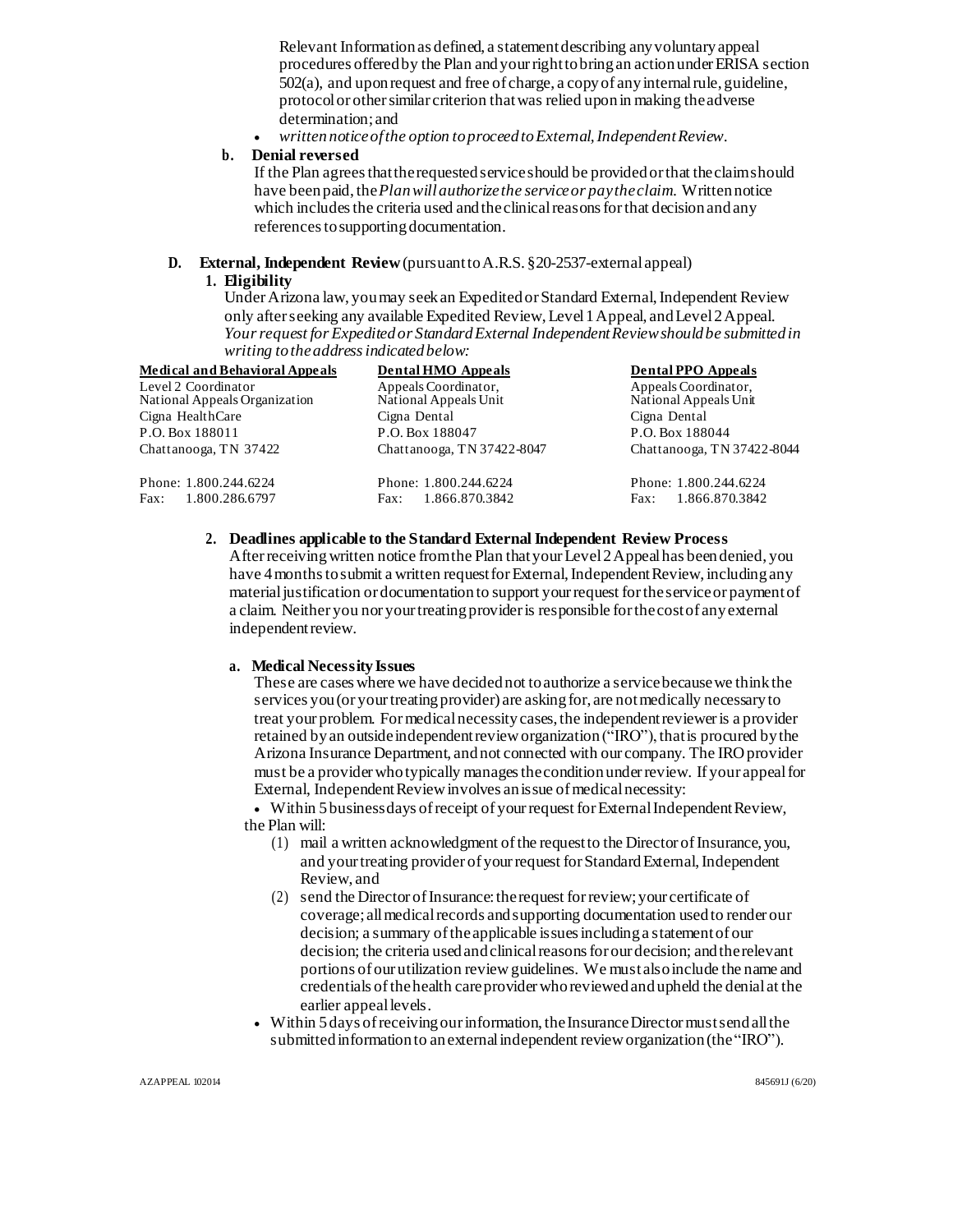Relevant Information as defined, a statement describing any voluntary appeal procedures offered by the Plan and your right to bring an action under ERISA section 502(a), and upon request and free of charge, a copy of any internal rule, guideline, protocol or other similar criterion that was relied upon in making the adverse determination; and

- *written notice of the option to proceed to External, Independent Review.*

**b. Denial reversed**

If the Plan agrees that the requested service should be provided or that the claim should have been paid, the *Plan will authorize the service or pay the claim.* Written notice which includes the criteria used and the clinical reasons for that decision and any references to supporting documentation.

**D. External, Independent Review** (pursuant to A.R.S. §20-2537-external appeal)

**1. Eligibility**

Under Arizona law, you may seek an Expedited or Standard External, Independent Review only after seeking any available Expedited Review, Level 1 Appeal, and Level 2 Appeal. *Your request for Expedited or Standard External Independent Review should be submitted in writing to the address indicated below:*

| Medical and Behavioral Appeals | Dental HMO Appeals | Dental PPO Appeals |
|---|---|---|
| Level 2 Coordinator | Appeals Coordinator, | Appeals Coordinator, |
| National Appeals Organization | National Appeals Unit | National Appeals Unit |
| Cigna HealthCare | Cigna Dental | Cigna Dental |
| P.O. Box 188011 | P.O. Box 188047 | P.O. Box 188044 |
| Chattanooga, TN 37422 | Chattanooga, TN 37422-8047 | Chattanooga, TN 37422-8044 |
| Phone: 1.800.244.6224 | Phone: 1.800.244.6224 | Phone: 1.800.244.6224 |
| Fax: 1.800.286.6797 | Fax: 1.866.870.3842 | Fax: 1.866.870.3842 |

**2. Deadlines applicable to the Standard External Independent Review Process**

After receiving written notice from the Plan that your Level 2 Appeal has been denied, you have 4 months to submit a written request for External, Independent Review, including any material justification or documentation to support your request for the service or payment of a claim. Neither you nor your treating provider is responsible for the cost of any external independent review.

**a. Medical Necessity Issues**

These are cases where we have decided not to authorize a service because we think the services you (or your treating provider) are asking for, are not medically necessary to treat your problem. For medical necessity cases, the independent reviewer is a provider retained by an outside independent review organization ("IRO"), that is procured by the Arizona Insurance Department, and not connected with our company. The IRO provider must be a provider who typically manages the condition under review. If your appeal for External, Independent Review involves an issue of medical necessity:

- Within 5 business days of receipt of your request for External Independent Review, the Plan will:
  (1) mail a written acknowledgment of the request to the Director of Insurance, you, and your treating provider of your request for Standard External, Independent Review, and
  (2) send the Director of Insurance: the request for review; your certificate of coverage; all medical records and supporting documentation used to render our decision; a summary of the applicable issues including a statement of our decision; the criteria used and clinical reasons for our decision; and the relevant portions of our utilization review guidelines. We must also include the name and credentials of the health care provider who reviewed and upheld the denial at the earlier appeal levels.
- Within 5 days of receiving our information, the Insurance Director must send all the submitted information to an external independent review organization (the "IRO").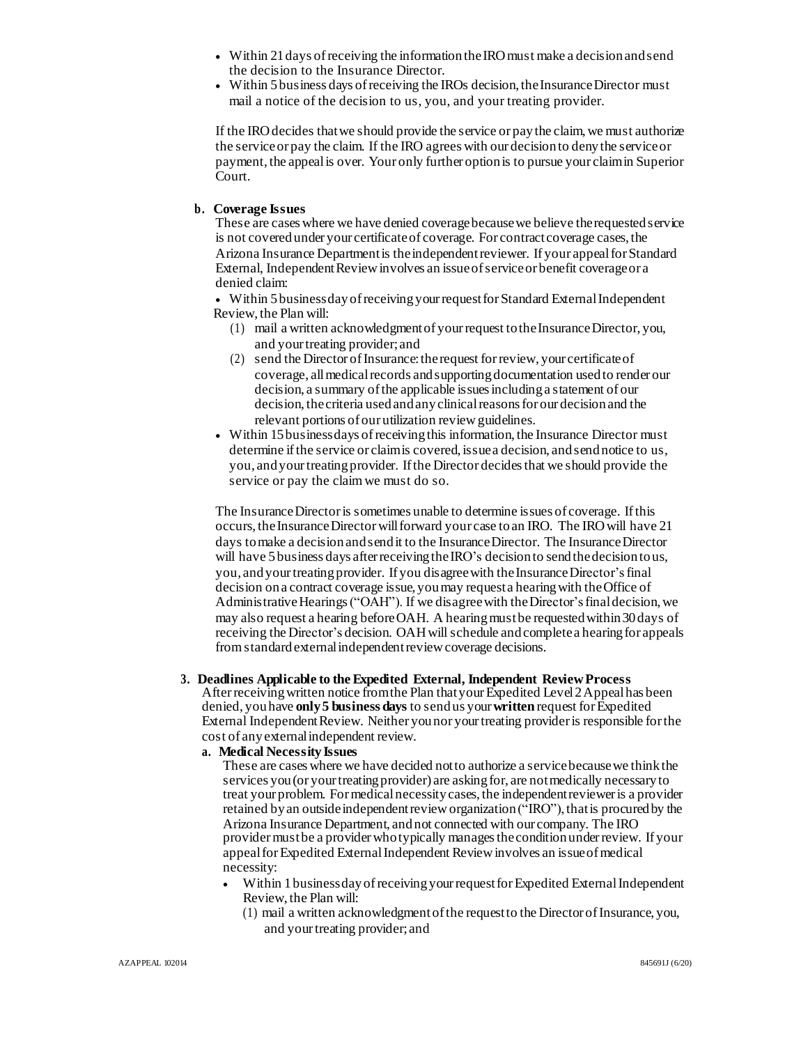- Within 21 days of receiving the information the IRO must make a decision and send the decision to the Insurance Director.
- Within 5 business days of receiving the IROs decision, the Insurance Director must mail a notice of the decision to us, you, and your treating provider.

If the IRO decides that we should provide the service or pay the claim, we must authorize the service or pay the claim. If the IRO agrees with our decision to deny the service or payment, the appeal is over. Your only further option is to pursue your claim in Superior Court.

**b. Coverage Issues**

These are cases where we have denied coverage because we believe the requested service is not covered under your certificate of coverage. For contract coverage cases, the Arizona Insurance Department is the independent reviewer. If your appeal for Standard External, Independent Review involves an issue of service or benefit coverage or a denied claim:

- Within 5 business day of receiving your request for Standard External Independent Review, the Plan will:
  (1) mail a written acknowledgment of your request to the Insurance Director, you, and your treating provider; and
  (2) send the Director of Insurance: the request for review, your certificate of coverage, all medical records and supporting documentation used to render our decision, a summary of the applicable issues including a statement of our decision, the criteria used and any clinical reasons for our decision and the relevant portions of our utilization review guidelines.
- Within 15 business days of receiving this information, the Insurance Director must determine if the service or claim is covered, issue a decision, and send notice to us, you, and your treating provider. If the Director decides that we should provide the service or pay the claim we must do so.

The Insurance Director is sometimes unable to determine issues of coverage. If this occurs, the Insurance Director will forward your case to an IRO. The IRO will have 21 days to make a decision and send it to the Insurance Director. The Insurance Director will have 5 business days after receiving the IRO's decision to send the decision to us, you, and your treating provider. If you disagree with the Insurance Director's final decision on a contract coverage issue, you may request a hearing with the Office of Administrative Hearings ("OAH"). If we disagree with the Director's final decision, we may also request a hearing before OAH. A hearing must be requested within 30 days of receiving the Director's decision. OAH will schedule and complete a hearing for appeals from standard external independent review coverage decisions.

**3. Deadlines Applicable to the Expedited External, Independent Review Process**

After receiving written notice from the Plan that your Expedited Level 2 Appeal has been denied, you have **only 5 business days** to send us your **written** request for Expedited External Independent Review. Neither you nor your treating provider is responsible for the cost of any external independent review.

**a. Medical Necessity Issues**

These are cases where we have decided not to authorize a service because we think the services you (or your treating provider) are asking for, are not medically necessary to treat your problem. For medical necessity cases, the independent reviewer is a provider retained by an outside independent review organization ("IRO"), that is procured by the Arizona Insurance Department, and not connected with our company. The IRO provider must be a provider who typically manages the condition under review. If your appeal for Expedited External Independent Review involves an issue of medical necessity:

- Within 1 business day of receiving your request for Expedited External Independent Review, the Plan will:
  (1) mail a written acknowledgment of the request to the Director of Insurance, you, and your treating provider; and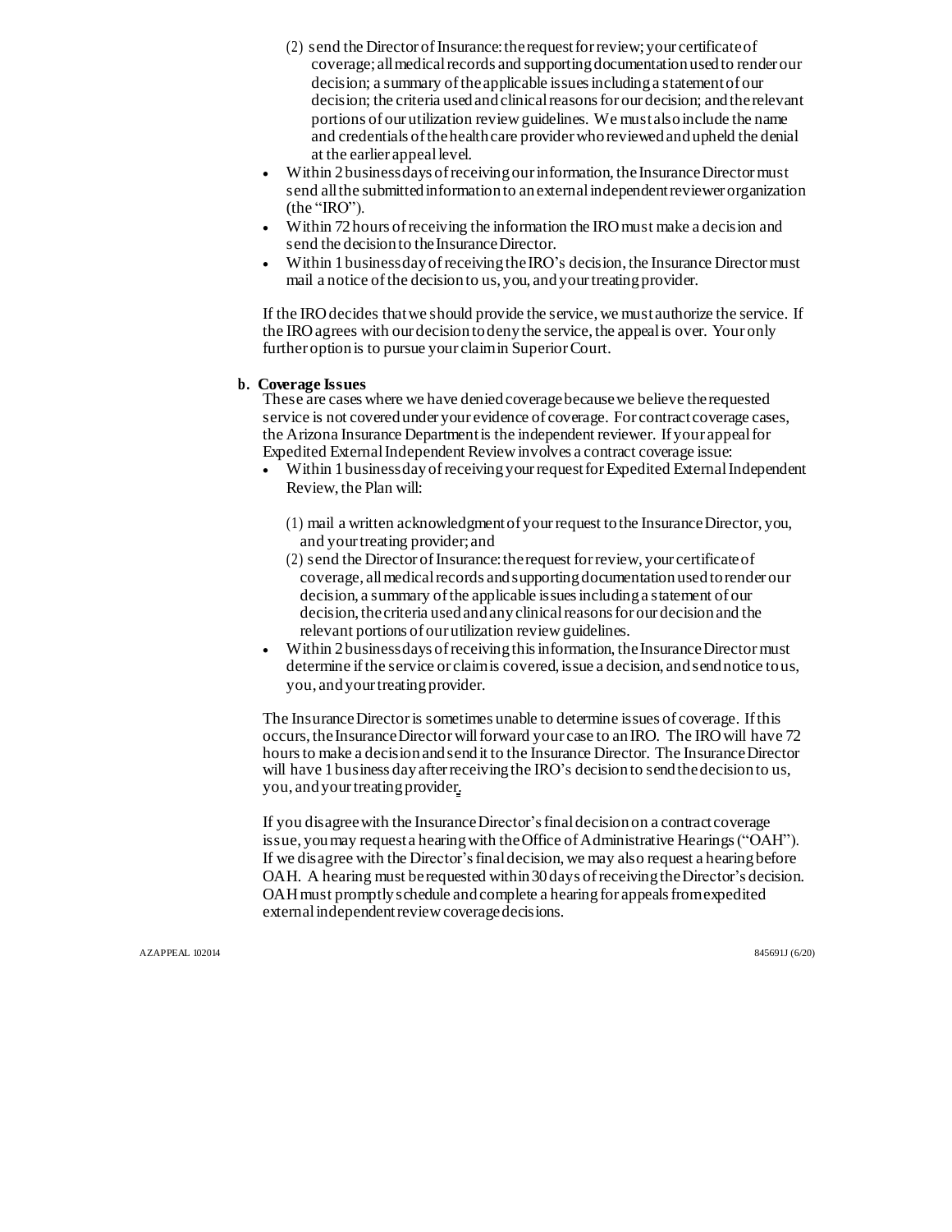(2) send the Director of Insurance: the request for review; your certificate of coverage; all medical records and supporting documentation used to render our decision; a summary of the applicable issues including a statement of our decision; the criteria used and clinical reasons for our decision; and the relevant portions of our utilization review guidelines. We must also include the name and credentials of the health care provider who reviewed and upheld the denial at the earlier appeal level.

- Within 2 business days of receiving our information, the Insurance Director must send all the submitted information to an external independent reviewer organization (the "IRO").
- Within 72 hours of receiving the information the IRO must make a decision and send the decision to the Insurance Director.
- Within 1 business day of receiving the IRO's decision, the Insurance Director must mail a notice of the decision to us, you, and your treating provider.

If the IRO decides that we should provide the service, we must authorize the service. If the IRO agrees with our decision to deny the service, the appeal is over. Your only further option is to pursue your claim in Superior Court.

**b. Coverage Issues**

These are cases where we have denied coverage because we believe the requested service is not covered under your evidence of coverage. For contract coverage cases, the Arizona Insurance Department is the independent reviewer. If your appeal for Expedited External Independent Review involves a contract coverage issue:

- Within 1 business day of receiving your request for Expedited External Independent Review, the Plan will:

  (1) mail a written acknowledgment of your request to the Insurance Director, you, and your treating provider; and

  (2) send the Director of Insurance: the request for review, your certificate of coverage, all medical records and supporting documentation used to render our decision, a summary of the applicable issues including a statement of our decision, the criteria used and any clinical reasons for our decision and the relevant portions of our utilization review guidelines.

- Within 2 business days of receiving this information, the Insurance Director must determine if the service or claim is covered, issue a decision, and send notice to us, you, and your treating provider.

The Insurance Director is sometimes unable to determine issues of coverage. If this occurs, the Insurance Director will forward your case to an IRO. The IRO will have 72 hours to make a decision and send it to the Insurance Director. The Insurance Director will have 1 business day after receiving the IRO's decision to send the decision to us, you, and your treating provider.

If you disagree with the Insurance Director's final decision on a contract coverage issue, you may request a hearing with the Office of Administrative Hearings ("OAH"). If we disagree with the Director's final decision, we may also request a hearing before OAH. A hearing must be requested within 30 days of receiving the Director's decision. OAH must promptly schedule and complete a hearing for appeals from expedited external independent review coverage decisions.

AZAPPEAL 102014 845691J (6/20)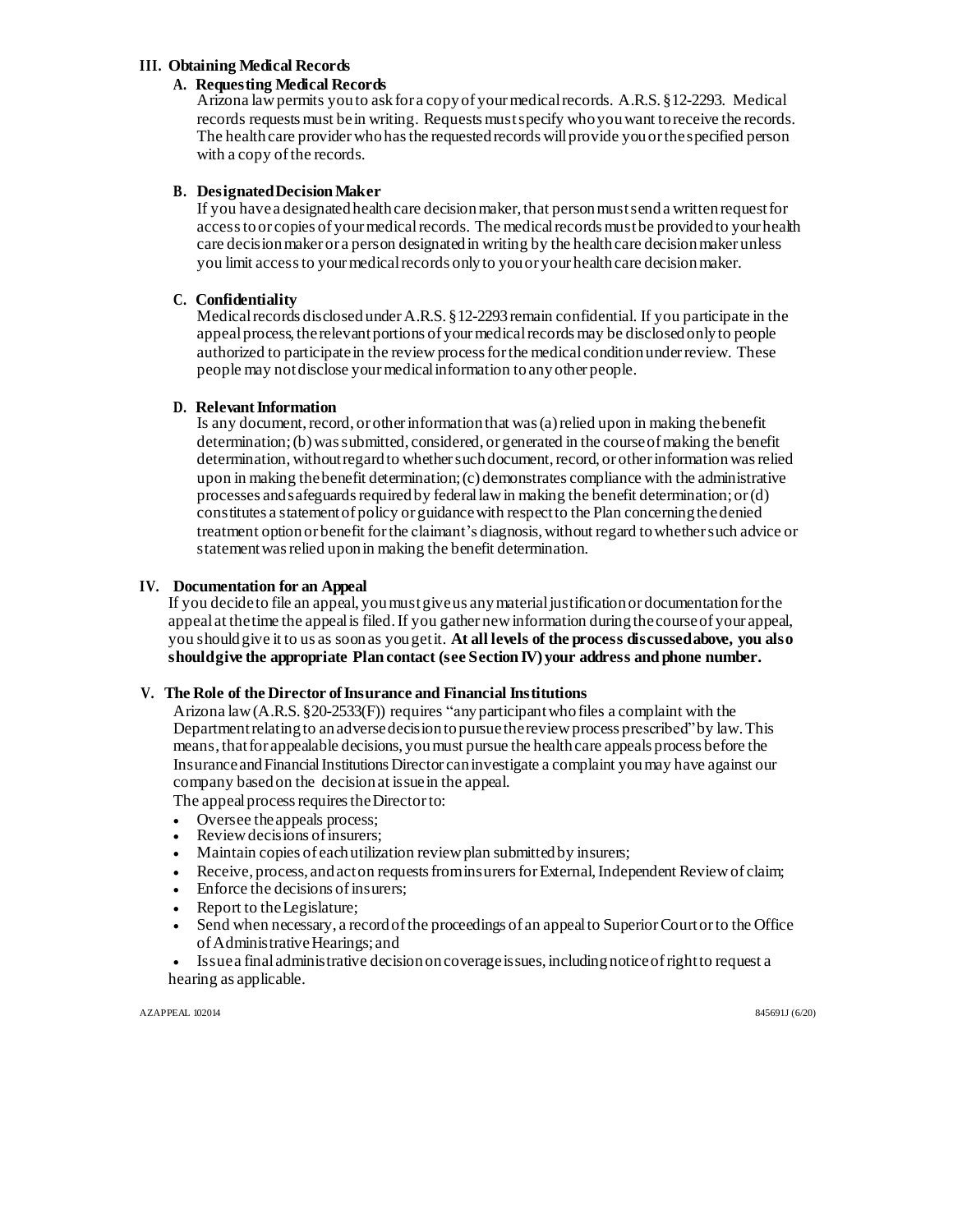### III. Obtaining Medical Records

#### A. Requesting Medical Records

Arizona law permits you to ask for a copy of your medical records. A.R.S. §12-2293. Medical records requests must be in writing. Requests must specify who you want to receive the records. The health care provider who has the requested records will provide you or the specified person with a copy of the records.

#### B. Designated Decision Maker

If you have a designated health care decision maker, that person must send a written request for access to or copies of your medical records. The medical records must be provided to your health care decision maker or a person designated in writing by the health care decision maker unless you limit access to your medical records only to you or your health care decision maker.

#### C. Confidentiality

Medical records disclosed under A.R.S. §12-2293 remain confidential. If you participate in the appeal process, the relevant portions of your medical records may be disclosed only to people authorized to participate in the review process for the medical condition under review. These people may not disclose your medical information to any other people.

#### D. Relevant Information

Is any document, record, or other information that was (a) relied upon in making the benefit determination; (b) was submitted, considered, or generated in the course of making the benefit determination, without regard to whether such document, record, or other information was relied upon in making the benefit determination; (c) demonstrates compliance with the administrative processes and safeguards required by federal law in making the benefit determination; or (d) constitutes a statement of policy or guidance with respect to the Plan concerning the denied treatment option or benefit for the claimant's diagnosis, without regard to whether such advice or statement was relied upon in making the benefit determination.

### IV. Documentation for an Appeal

If you decide to file an appeal, you must give us any material justification or documentation for the appeal at the time the appeal is filed. If you gather new information during the course of your appeal, you should give it to us as soon as you get it. **At all levels of the process discussed above, you also should give the appropriate Plan contact (see Section IV) your address and phone number.**

### V. The Role of the Director of Insurance and Financial Institutions

Arizona law (A.R.S. §20-2533(F)) requires "any participant who files a complaint with the Department relating to an adverse decision to pursue the review process prescribed" by law. This means, that for appealable decisions, you must pursue the health care appeals process before the Insurance and Financial Institutions Director can investigate a complaint you may have against our company based on the decision at issue in the appeal.

The appeal process requires the Director to:

- Oversee the appeals process;
- Review decisions of insurers;
- Maintain copies of each utilization review plan submitted by insurers;
- Receive, process, and act on requests from insurers for External, Independent Review of claim;
- Enforce the decisions of insurers;
- Report to the Legislature;
- Send when necessary, a record of the proceedings of an appeal to Superior Court or to the Office of Administrative Hearings; and
- Issue a final administrative decision on coverage issues, including notice of right to request a hearing as applicable.

AZAPPEAL 102014 845691J (6/20)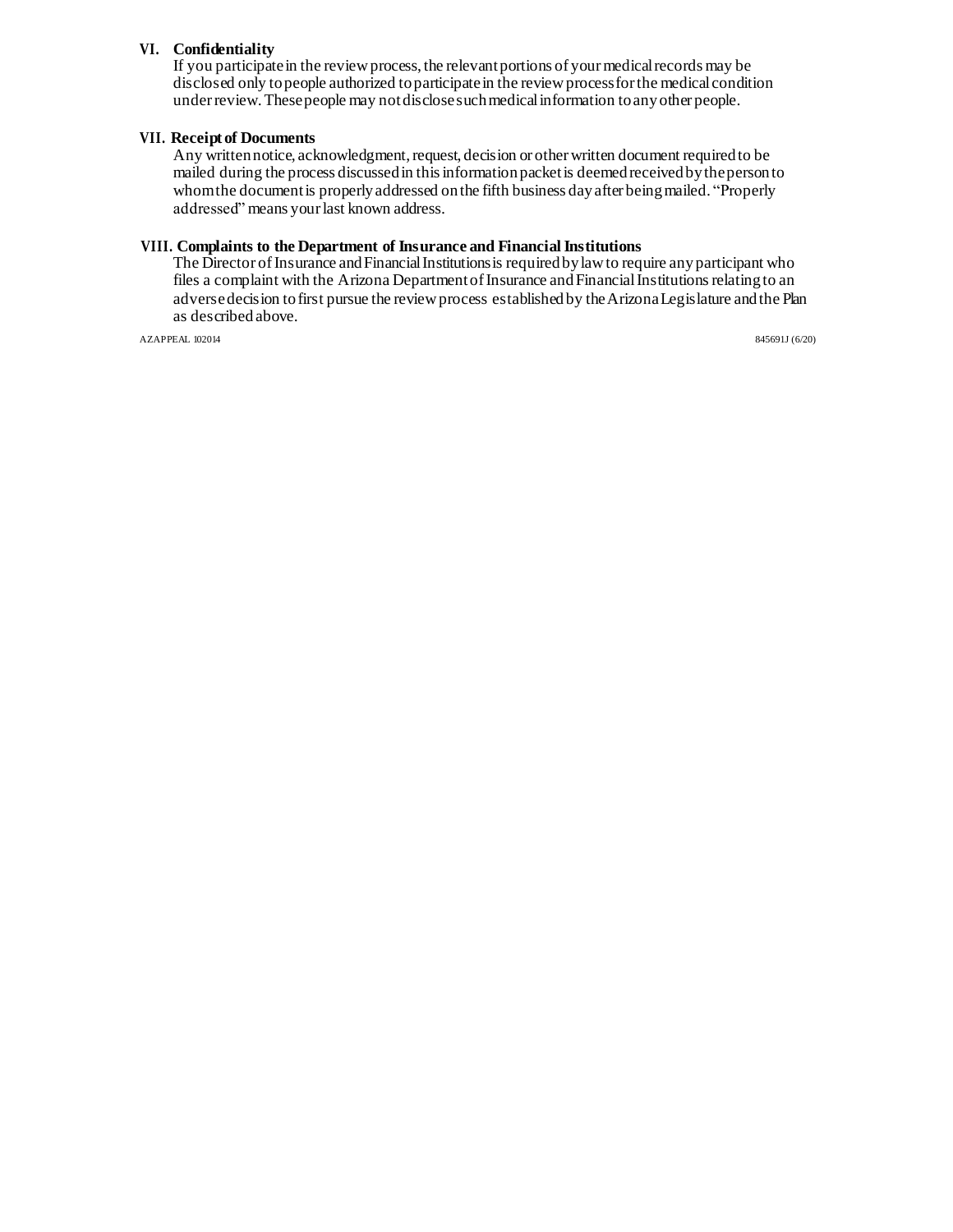### VI. Confidentiality

If you participate in the review process, the relevant portions of your medical records may be disclosed only to people authorized to participate in the review process for the medical condition under review. These people may not disclose such medical information to any other people.

### VII. Receipt of Documents

Any written notice, acknowledgment, request, decision or other written document required to be mailed during the process discussed in this information packet is deemed received by the person to whom the document is properly addressed on the fifth business day after being mailed. "Properly addressed" means your last known address.

### VIII. Complaints to the Department of Insurance and Financial Institutions

The Director of Insurance and Financial Institutions is required by law to require any participant who files a complaint with the Arizona Department of Insurance and Financial Institutions relating to an adverse decision to first pursue the review process established by the Arizona Legislature and the Plan as described above.

AZAPPEAL 102014 845691J (6/20)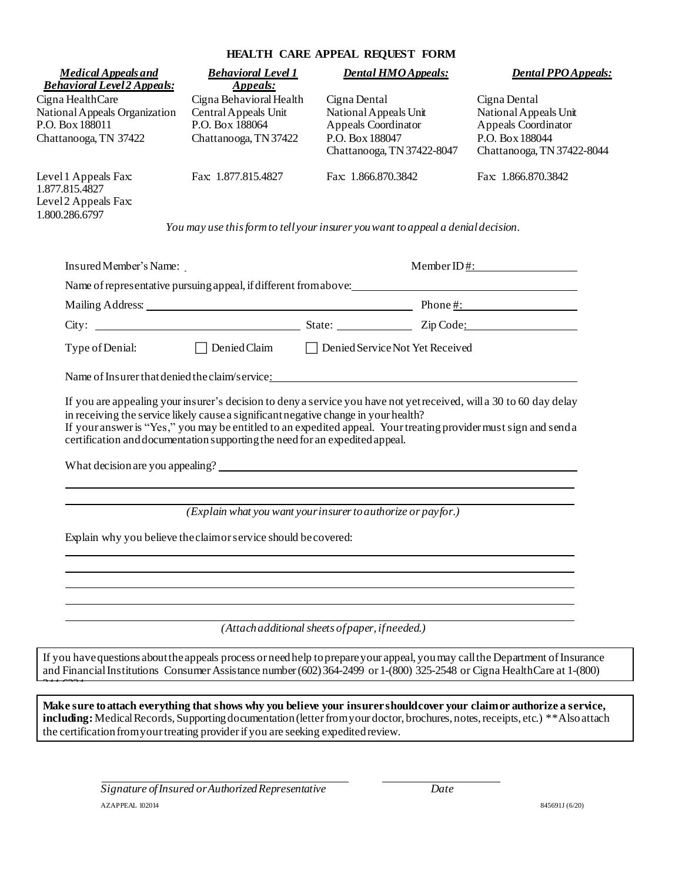# HEALTH CARE APPEAL REQUEST FORM

| ***Medical Appeals and Behavioral Level 2 Appeals:*** | ***Behavioral Level 1 Appeals:*** | ***Dental HMO Appeals:*** | ***Dental PPO Appeals:*** |
|---|---|---|---|
| Cigna HealthCare<br>National Appeals Organization<br>P.O. Box 188011<br>Chattanooga, TN 37422 | Cigna Behavioral Health<br>Central Appeals Unit<br>P.O. Box 188064<br>Chattanooga, TN 37422 | Cigna Dental<br>National Appeals Unit<br>Appeals Coordinator<br>P.O. Box 188047<br>Chattanooga, TN 37422-8047 | Cigna Dental<br>National Appeals Unit<br>Appeals Coordinator<br>P.O. Box 188044<br>Chattanooga, TN 37422-8044 |
| Level 1 Appeals Fax: 1.877.815.4827<br>Level 2 Appeals Fax: 1.800.286.6797 | Fax: 1.877.815.4827 | Fax: 1.866.870.3842 | Fax: 1.866.870.3842 |

*You may use this form to tell your insurer you want to appeal a denial decision.*

Insured Member's Name: ____________________ Member ID #: ____________________

Name of representative pursuing appeal, if different from above: ____________________

Mailing Address: ____________________ Phone #: ____________________

City: ____________________ State: ____________ Zip Code: ____________________

Type of Denial: ☐ Denied Claim ☐ Denied Service Not Yet Received

Name of Insurer that denied the claim/service: ____________________

If you are appealing your insurer's decision to deny a service you have not yet received, will a 30 to 60 day delay in receiving the service likely cause a significant negative change in your health?
If your answer is "Yes," you may be entitled to an expedited appeal. Your treating provider must sign and send a certification and documentation supporting the need for an expedited appeal.

What decision are you appealing? ____________________

____________________

____________________

*(Explain what you want your insurer to authorize or pay for.)*

Explain why you believe the claim or service should be covered:

____________________

____________________

____________________

____________________

____________________

*(Attach additional sheets of paper, if needed.)*

If you have questions about the appeals process or need help to prepare your appeal, you may call the Department of Insurance and Financial Institutions Consumer Assistance number (602) 364-2499 or 1-(800) 325-2548 or Cigna HealthCare at 1-(800) 244-6224

**Make sure to attach everything that shows why you believe your insurer should cover your claim or authorize a service, including:** Medical Records, Supporting documentation (letter from your doctor, brochures, notes, receipts, etc.) **Also attach the certification from your treating provider if you are seeking expedited review.

____________________ ____________________
*Signature of Insured or Authorized Representative* *Date*

AZAPPEAL 102014 845691J (6/20)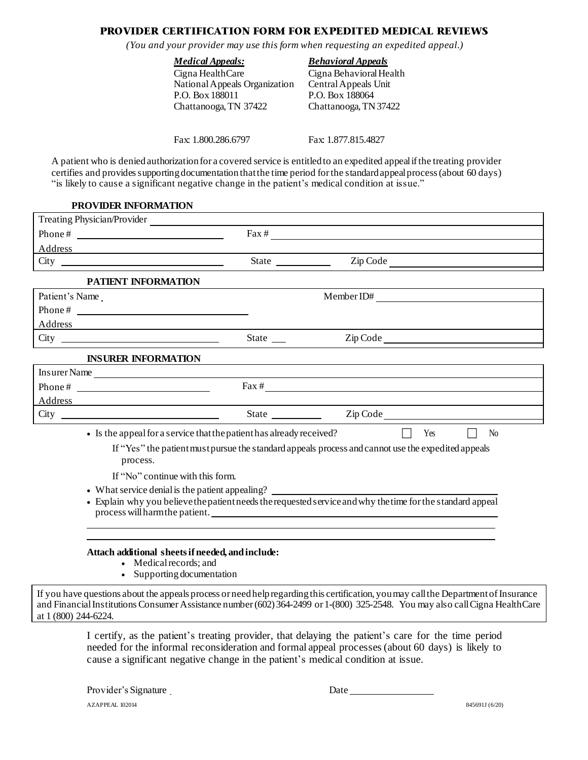## PROVIDER CERTIFICATION FORM FOR EXPEDITED MEDICAL REVIEWS

*(You and your provider may use this form when requesting an expedited appeal.)*

| ***Medical Appeals:*** | ***Behavioral Appeals*** |
|---|---|
| Cigna HealthCare | Cigna Behavioral Health |
| National Appeals Organization | Central Appeals Unit |
| P.O. Box 188011 | P.O. Box 188064 |
| Chattanooga, TN 37422 | Chattanooga, TN 37422 |
| Fax: 1.800.286.6797 | Fax: 1.877.815.4827 |

A patient who is denied authorization for a covered service is entitled to an expedited appeal if the treating provider certifies and provides supporting documentation that the time period for the standard appeal process (about 60 days) "is likely to cause a significant negative change in the patient's medical condition at issue."

**PROVIDER INFORMATION**

Treating Physician/Provider ______________________________

Phone # ______________ Fax # ______________

Address ______________________________

City ______________ State ________ Zip Code ______________

**PATIENT INFORMATION**

Patient's Name ______________ Member ID# ______________

Phone # ______________

Address ______________________________

City ______________ State ___ Zip Code ______________

**INSURER INFORMATION**

Insurer Name ______________________________

Phone # ______________ Fax # ______________

Address ______________________________

City ______________ State ________ Zip Code ______________

- Is the appeal for a service that the patient has already received? ☐ Yes ☐ No

  If "Yes" the patient must pursue the standard appeals process and cannot use the expedited appeals process.

  If "No" continue with this form.

- What service denial is the patient appealing? ______________________________
- Explain why you believe the patient needs the requested service and why the time for the standard appeal process will harm the patient. ______________________________

______________________________

______________________________

**Attach additional sheets if needed, and include:**

- Medical records; and
- Supporting documentation

If you have questions about the appeals process or need help regarding this certification, you may call the Department of Insurance and Financial Institutions Consumer Assistance number (602) 364-2499 or 1-(800) 325-2548. You may also call Cigna HealthCare at 1 (800) 244-6224.

I certify, as the patient's treating provider, that delaying the patient's care for the time period needed for the informal reconsideration and formal appeal processes (about 60 days) is likely to cause a significant negative change in the patient's medical condition at issue.

Provider's Signature ______________ Date ______________

AZAPPEAL 102014 845691J (6/20)